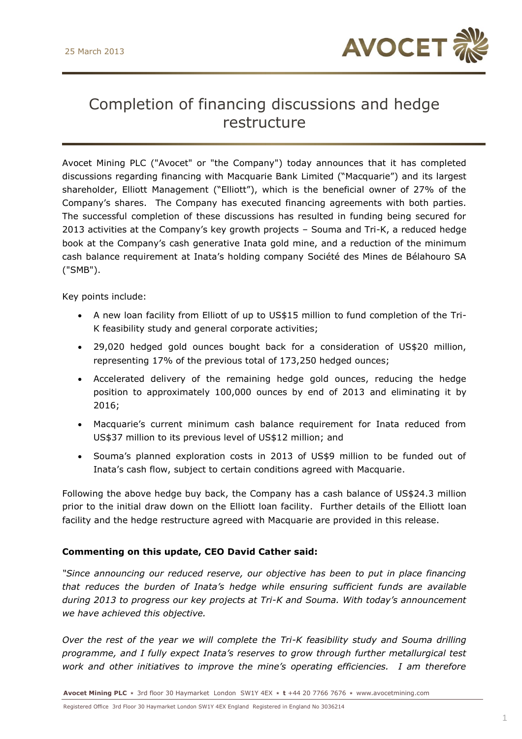25 March 2013

# Completion of financing discussions and hedge restructure

Avocet Mining PLC ("Avocet" or "the Company") today announces that it has completed discussions regarding financing with Macquarie Bank Limited ("Macquarie") and its largest shareholder, Elliott Management ("Elliott"), which is the beneficial owner of 27% of the Company's shares. The Company has executed financing agreements with both parties. The successful completion of these discussions has resulted in funding being secured for 2013 activities at the Company's key growth projects – Souma and Tri-K, a reduced hedge book at the Company's cash generative Inata gold mine, and a reduction of the minimum cash balance requirement at Inata's holding company Société des Mines de Bélahouro SA ("SMB").

Key points include:

- A new loan facility from Elliott of up to US$15 million to fund completion of the Tri-K feasibility study and general corporate activities;
- 29,020 hedged gold ounces bought back for a consideration of US$20 million, representing 17% of the previous total of 173,250 hedged ounces;
- Accelerated delivery of the remaining hedge gold ounces, reducing the hedge position to approximately 100,000 ounces by end of 2013 and eliminating it by 2016;
- Macquarie's current minimum cash balance requirement for Inata reduced from US$37 million to its previous level of US$12 million; and
- Souma's planned exploration costs in 2013 of US$9 million to be funded out of Inata's cash flow, subject to certain conditions agreed with Macquarie.

Following the above hedge buy back, the Company has a cash balance of US$24.3 million prior to the initial draw down on the Elliott loan facility. Further details of the Elliott loan facility and the hedge restructure agreed with Macquarie are provided in this release.

**Commenting on this update, CEO David Cather said:**

*"Since announcing our reduced reserve, our objective has been to put in place financing that reduces the burden of Inata's hedge while ensuring sufficient funds are available during 2013 to progress our key projects at Tri-K and Souma. With today's announcement we have achieved this objective.*

*Over the rest of the year we will complete the Tri-K feasibility study and Souma drilling programme, and I fully expect Inata's reserves to grow through further metallurgical test work and other initiatives to improve the mine's operating efficiencies. I am therefore*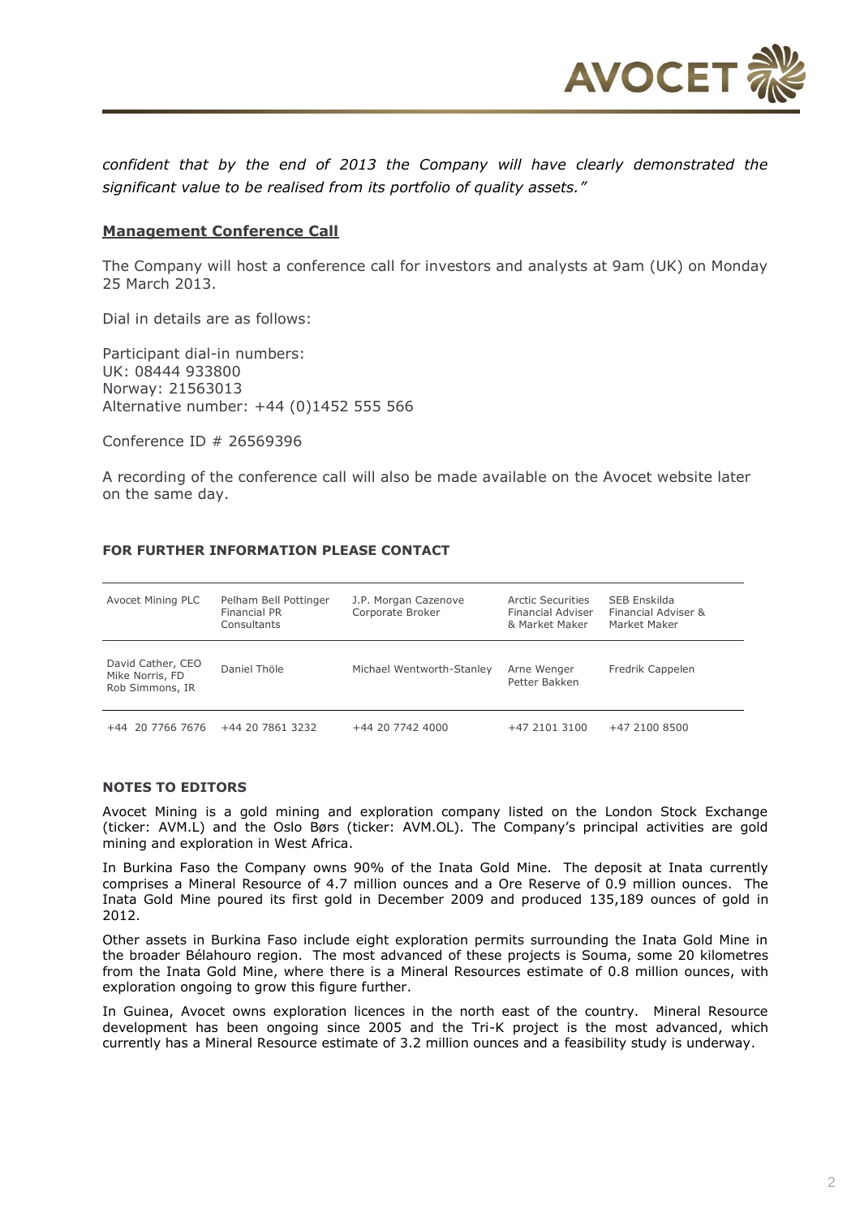*confident that by the end of 2013 the Company will have clearly demonstrated the significant value to be realised from its portfolio of quality assets."*

## Management Conference Call

The Company will host a conference call for investors and analysts at 9am (UK) on Monday 25 March 2013.

Dial in details are as follows:

Participant dial-in numbers:
UK: 08444 933800
Norway: 21563013
Alternative number: +44 (0)1452 555 566

Conference ID # 26569396

A recording of the conference call will also be made available on the Avocet website later on the same day.

**FOR FURTHER INFORMATION PLEASE CONTACT**

| Avocet Mining PLC | Pelham Bell Pottinger Financial PR Consultants | J.P. Morgan Cazenove Corporate Broker | Arctic Securities Financial Adviser & Market Maker | SEB Enskilda Financial Adviser & Market Maker |
|---|---|---|---|---|
| David Cather, CEO<br>Mike Norris, FD<br>Rob Simmons, IR | Daniel Thöle | Michael Wentworth-Stanley | Arne Wenger<br>Petter Bakken | Fredrik Cappelen |
| +44 20 7766 7676 | +44 20 7861 3232 | +44 20 7742 4000 | +47 2101 3100 | +47 2100 8500 |

**NOTES TO EDITORS**

Avocet Mining is a gold mining and exploration company listed on the London Stock Exchange (ticker: AVM.L) and the Oslo Børs (ticker: AVM.OL). The Company's principal activities are gold mining and exploration in West Africa.

In Burkina Faso the Company owns 90% of the Inata Gold Mine. The deposit at Inata currently comprises a Mineral Resource of 4.7 million ounces and a Ore Reserve of 0.9 million ounces. The Inata Gold Mine poured its first gold in December 2009 and produced 135,189 ounces of gold in 2012.

Other assets in Burkina Faso include eight exploration permits surrounding the Inata Gold Mine in the broader Bélahouro region. The most advanced of these projects is Souma, some 20 kilometres from the Inata Gold Mine, where there is a Mineral Resources estimate of 0.8 million ounces, with exploration ongoing to grow this figure further.

In Guinea, Avocet owns exploration licences in the north east of the country. Mineral Resource development has been ongoing since 2005 and the Tri-K project is the most advanced, which currently has a Mineral Resource estimate of 3.2 million ounces and a feasibility study is underway.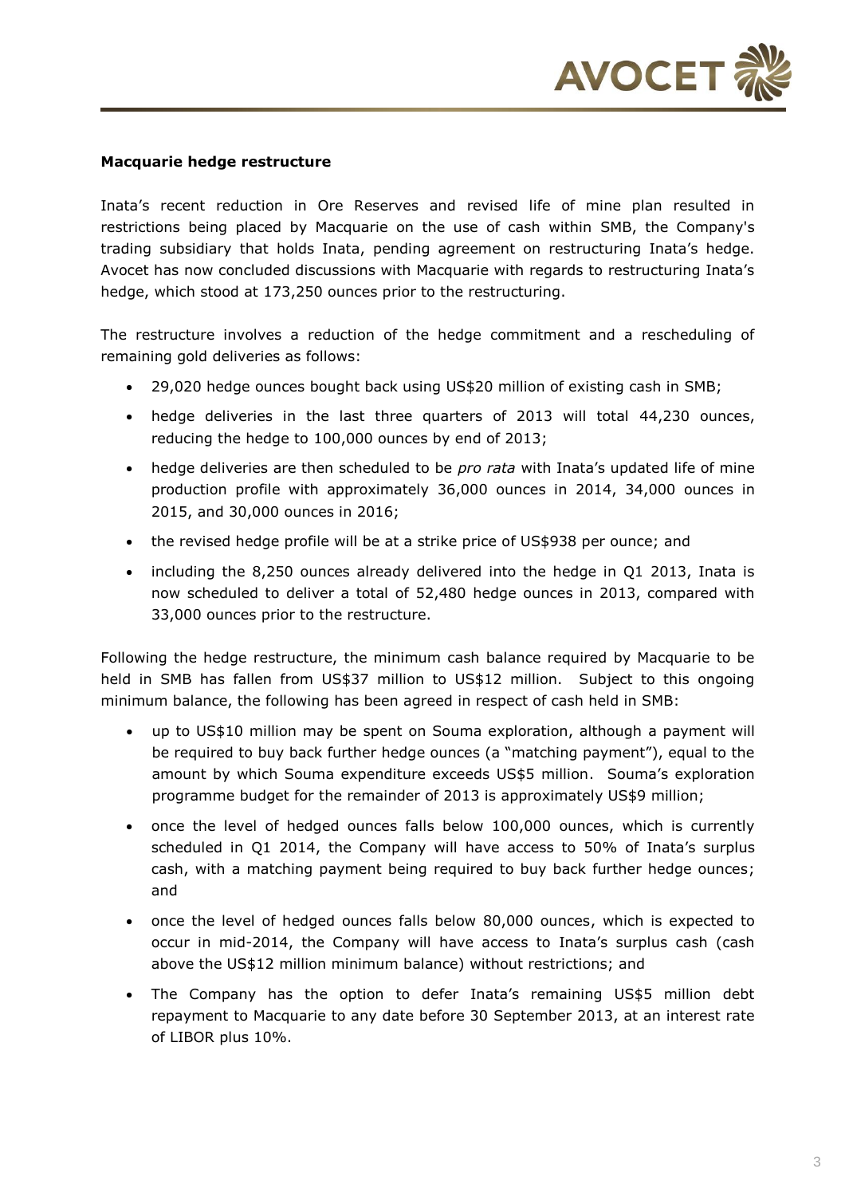**Macquarie hedge restructure**

Inata's recent reduction in Ore Reserves and revised life of mine plan resulted in restrictions being placed by Macquarie on the use of cash within SMB, the Company's trading subsidiary that holds Inata, pending agreement on restructuring Inata's hedge. Avocet has now concluded discussions with Macquarie with regards to restructuring Inata's hedge, which stood at 173,250 ounces prior to the restructuring.

The restructure involves a reduction of the hedge commitment and a rescheduling of remaining gold deliveries as follows:

- 29,020 hedge ounces bought back using US$20 million of existing cash in SMB;
- hedge deliveries in the last three quarters of 2013 will total 44,230 ounces, reducing the hedge to 100,000 ounces by end of 2013;
- hedge deliveries are then scheduled to be *pro rata* with Inata's updated life of mine production profile with approximately 36,000 ounces in 2014, 34,000 ounces in 2015, and 30,000 ounces in 2016;
- the revised hedge profile will be at a strike price of US$938 per ounce; and
- including the 8,250 ounces already delivered into the hedge in Q1 2013, Inata is now scheduled to deliver a total of 52,480 hedge ounces in 2013, compared with 33,000 ounces prior to the restructure.

Following the hedge restructure, the minimum cash balance required by Macquarie to be held in SMB has fallen from US$37 million to US$12 million. Subject to this ongoing minimum balance, the following has been agreed in respect of cash held in SMB:

- up to US$10 million may be spent on Souma exploration, although a payment will be required to buy back further hedge ounces (a "matching payment"), equal to the amount by which Souma expenditure exceeds US$5 million. Souma's exploration programme budget for the remainder of 2013 is approximately US$9 million;
- once the level of hedged ounces falls below 100,000 ounces, which is currently scheduled in Q1 2014, the Company will have access to 50% of Inata's surplus cash, with a matching payment being required to buy back further hedge ounces; and
- once the level of hedged ounces falls below 80,000 ounces, which is expected to occur in mid-2014, the Company will have access to Inata's surplus cash (cash above the US$12 million minimum balance) without restrictions; and
- The Company has the option to defer Inata's remaining US$5 million debt repayment to Macquarie to any date before 30 September 2013, at an interest rate of LIBOR plus 10%.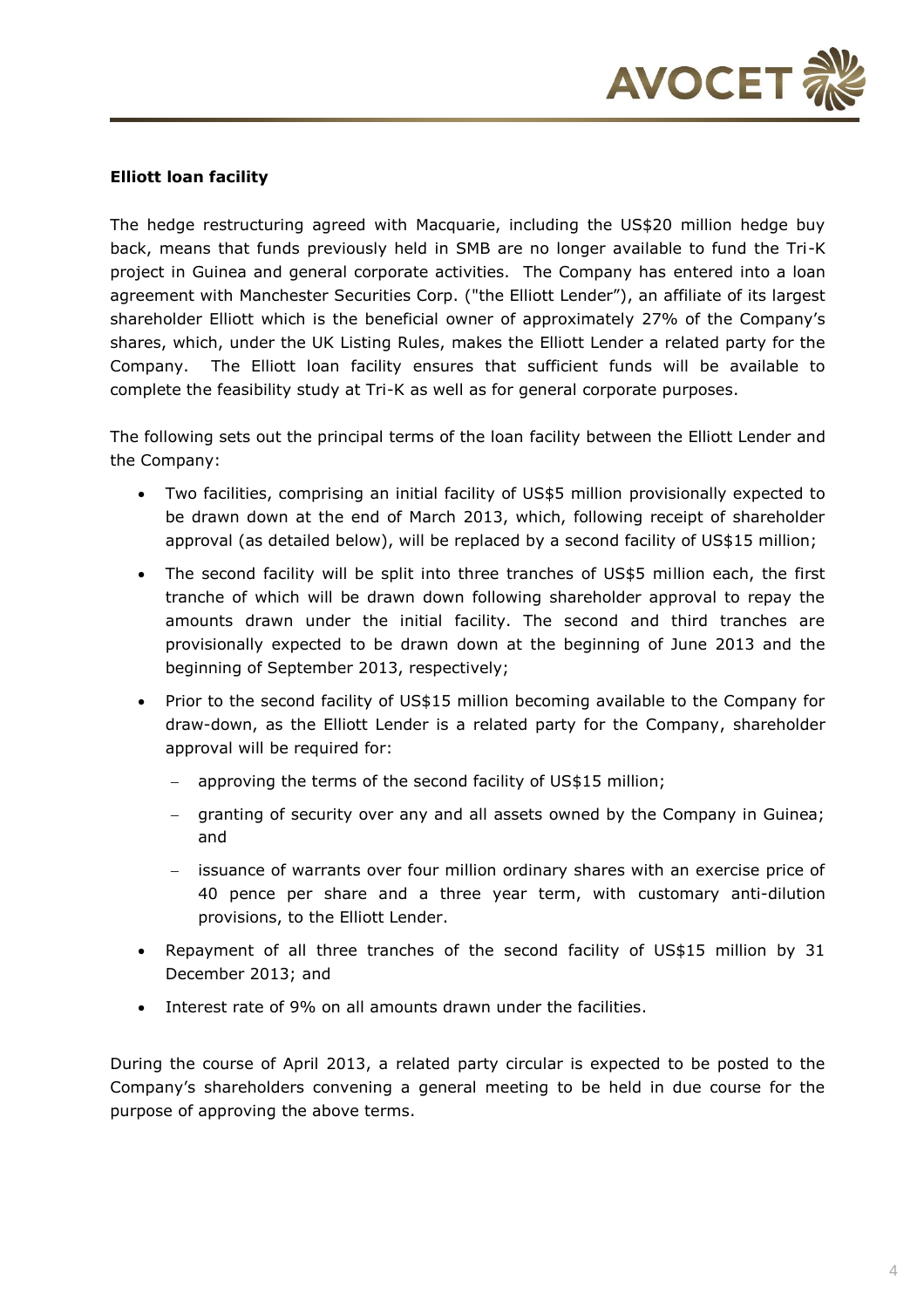**Elliott loan facility**

The hedge restructuring agreed with Macquarie, including the US$20 million hedge buy back, means that funds previously held in SMB are no longer available to fund the Tri-K project in Guinea and general corporate activities. The Company has entered into a loan agreement with Manchester Securities Corp. ("the Elliott Lender"), an affiliate of its largest shareholder Elliott which is the beneficial owner of approximately 27% of the Company's shares, which, under the UK Listing Rules, makes the Elliott Lender a related party for the Company. The Elliott loan facility ensures that sufficient funds will be available to complete the feasibility study at Tri-K as well as for general corporate purposes.

The following sets out the principal terms of the loan facility between the Elliott Lender and the Company:

- Two facilities, comprising an initial facility of US$5 million provisionally expected to be drawn down at the end of March 2013, which, following receipt of shareholder approval (as detailed below), will be replaced by a second facility of US$15 million;
- The second facility will be split into three tranches of US$5 million each, the first tranche of which will be drawn down following shareholder approval to repay the amounts drawn under the initial facility. The second and third tranches are provisionally expected to be drawn down at the beginning of June 2013 and the beginning of September 2013, respectively;
- Prior to the second facility of US$15 million becoming available to the Company for draw-down, as the Elliott Lender is a related party for the Company, shareholder approval will be required for:
  - approving the terms of the second facility of US$15 million;
  - granting of security over any and all assets owned by the Company in Guinea; and
  - issuance of warrants over four million ordinary shares with an exercise price of 40 pence per share and a three year term, with customary anti-dilution provisions, to the Elliott Lender.
- Repayment of all three tranches of the second facility of US$15 million by 31 December 2013; and
- Interest rate of 9% on all amounts drawn under the facilities.

During the course of April 2013, a related party circular is expected to be posted to the Company's shareholders convening a general meeting to be held in due course for the purpose of approving the above terms.